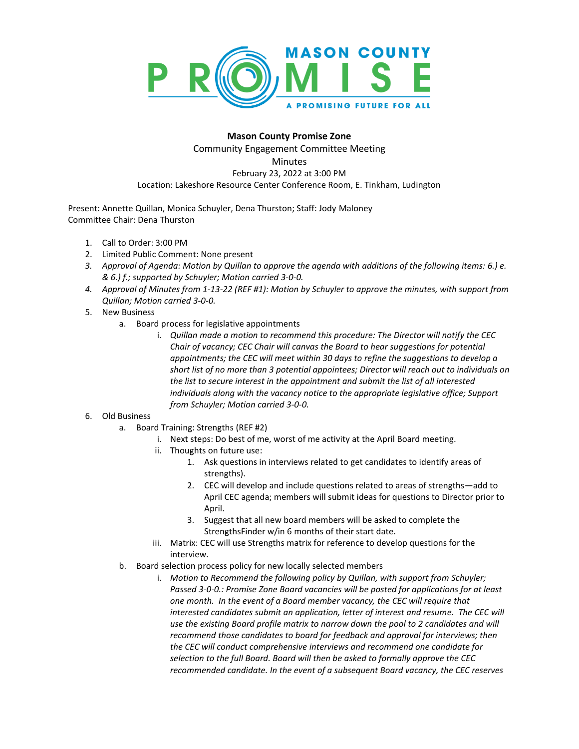**Mason County Promise Zone**

Community Engagement Committee Meeting

Minutes

February 23, 2022 at 3:00 PM

Location: Lakeshore Resource Center Conference Room, E. Tinkham, Ludington

Present: Annette Quillan, Monica Schuyler, Dena Thurston; Staff: Jody Maloney
Committee Chair: Dena Thurston

1. Call to Order: 3:00 PM
2. Limited Public Comment: None present
3. *Approval of Agenda: Motion by Quillan to approve the agenda with additions of the following items: 6.) e. & 6.) f.; supported by Schuyler; Motion carried 3-0-0.*
4. *Approval of Minutes from 1-13-22 (REF #1): Motion by Schuyler to approve the minutes, with support from Quillan; Motion carried 3-0-0.*
5. New Business
   a. Board process for legislative appointments
      i. *Quillan made a motion to recommend this procedure: The Director will notify the CEC Chair of vacancy; CEC Chair will canvas the Board to hear suggestions for potential appointments; the CEC will meet within 30 days to refine the suggestions to develop a short list of no more than 3 potential appointees; Director will reach out to individuals on the list to secure interest in the appointment and submit the list of all interested individuals along with the vacancy notice to the appropriate legislative office; Support from Schuyler; Motion carried 3-0-0.*
6. Old Business
   a. Board Training: Strengths (REF #2)
      i. Next steps: Do best of me, worst of me activity at the April Board meeting.
      ii. Thoughts on future use:
         1. Ask questions in interviews related to get candidates to identify areas of strengths).
         2. CEC will develop and include questions related to areas of strengths—add to April CEC agenda; members will submit ideas for questions to Director prior to April.
         3. Suggest that all new board members will be asked to complete the StrengthsFinder w/in 6 months of their start date.
      iii. Matrix: CEC will use Strengths matrix for reference to develop questions for the interview.
   b. Board selection process policy for new locally selected members
      i. *Motion to Recommend the following policy by Quillan, with support from Schuyler; Passed 3-0-0.: Promise Zone Board vacancies will be posted for applications for at least one month. In the event of a Board member vacancy, the CEC will require that interested candidates submit an application, letter of interest and resume. The CEC will use the existing Board profile matrix to narrow down the pool to 2 candidates and will recommend those candidates to board for feedback and approval for interviews; then the CEC will conduct comprehensive interviews and recommend one candidate for selection to the full Board. Board will then be asked to formally approve the CEC recommended candidate. In the event of a subsequent Board vacancy, the CEC reserves*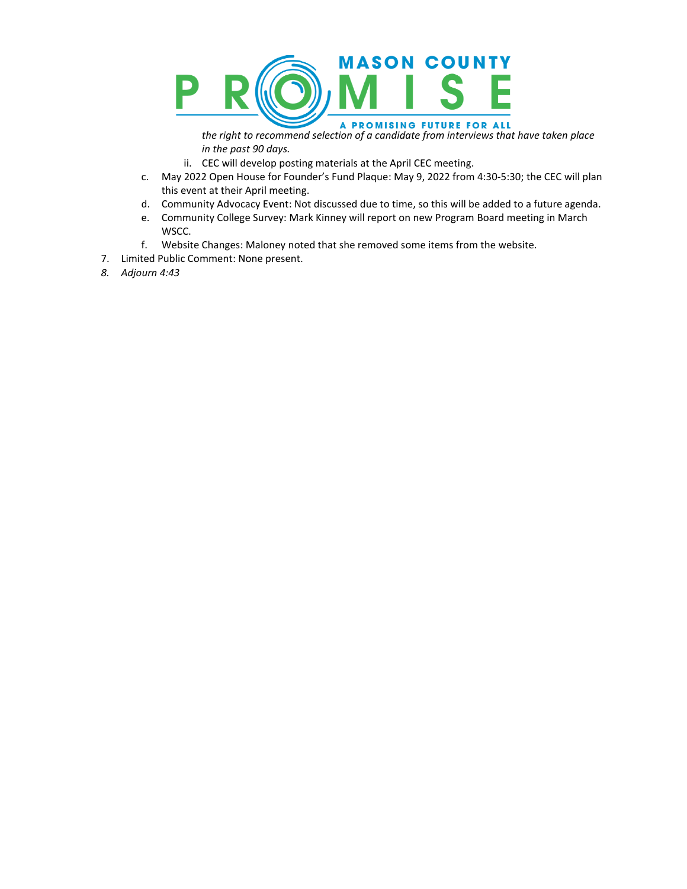*the right to recommend selection of a candidate from interviews that have taken place in the past 90 days.*

   ii. CEC will develop posting materials at the April CEC meeting.

c. May 2022 Open House for Founder's Fund Plaque: May 9, 2022 from 4:30-5:30; the CEC will plan this event at their April meeting.
d. Community Advocacy Event: Not discussed due to time, so this will be added to a future agenda.
e. Community College Survey: Mark Kinney will report on new Program Board meeting in March WSCC.
f. Website Changes: Maloney noted that she removed some items from the website.

7. Limited Public Comment: None present.
8. *Adjourn 4:43*